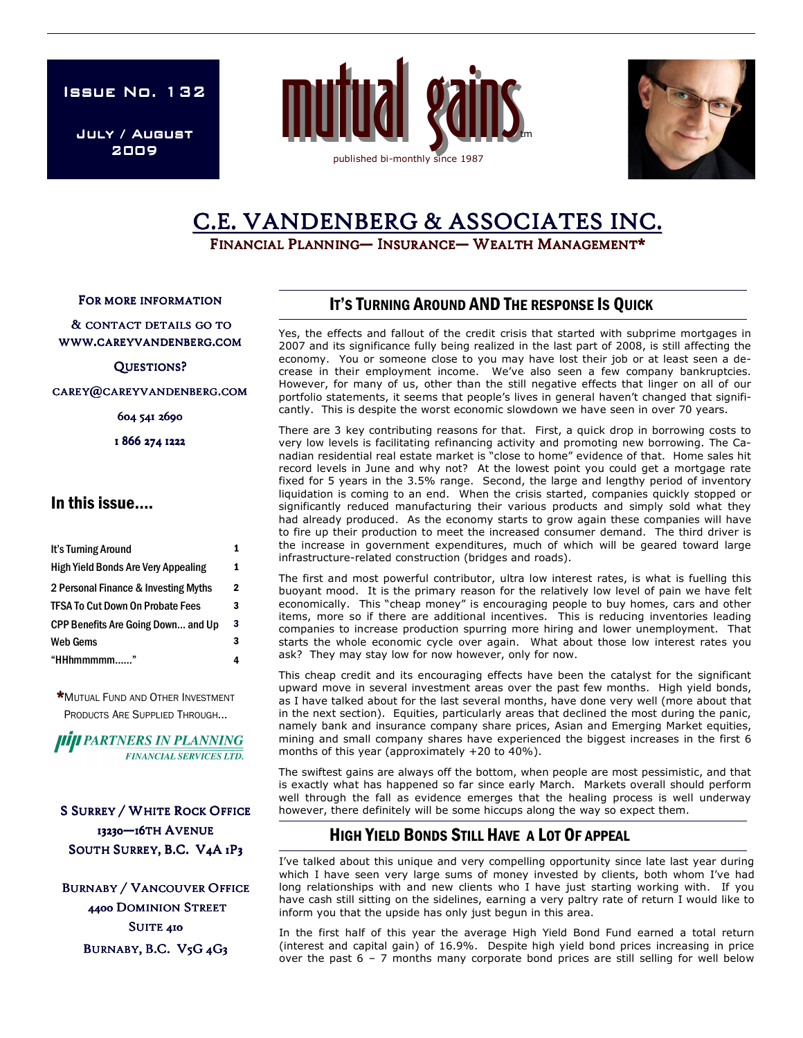Issue No. 132

July / August 2009

# mutual gains™

published bi-monthly since 1987

# C.E. VANDENBERG & ASSOCIATES INC.

FINANCIAL PLANNING— INSURANCE— WEALTH MANAGEMENT*

FOR MORE INFORMATION

& CONTACT DETAILS GO TO WWW.CAREYVANDENBERG.COM

QUESTIONS?

CAREY@CAREYVANDENBERG.COM

604 541 2690

1 866 274 1222

## In this issue....

| | |
|---|---|
| It's Turning Around | 1 |
| High Yield Bonds Are Very Appealing | 1 |
| 2 Personal Finance & Investing Myths | 2 |
| TFSA To Cut Down On Probate Fees | 3 |
| CPP Benefits Are Going Down... and Up | 3 |
| Web Gems | 3 |
| "HHhmmmmm......" | 4 |

*MUTUAL FUND AND OTHER INVESTMENT PRODUCTS ARE SUPPLIED THROUGH...

PARTNERS IN PLANNING FINANCIAL SERVICES LTD.

S SURREY / WHITE ROCK OFFICE
13230—16TH AVENUE
SOUTH SURREY, B.C. V4A 1P3

BURNABY / VANCOUVER OFFICE
4400 DOMINION STREET
SUITE 410
BURNABY, B.C. V5G 4G3

## IT'S TURNING AROUND AND THE RESPONSE IS QUICK

Yes, the effects and fallout of the credit crisis that started with subprime mortgages in 2007 and its significance fully being realized in the last part of 2008, is still affecting the economy. You or someone close to you may have lost their job or at least seen a decrease in their employment income. We've also seen a few company bankruptcies. However, for many of us, other than the still negative effects that linger on all of our portfolio statements, it seems that people's lives in general haven't changed that significantly. This is despite the worst economic slowdown we have seen in over 70 years.

There are 3 key contributing reasons for that. First, a quick drop in borrowing costs to very low levels is facilitating refinancing activity and promoting new borrowing. The Canadian residential real estate market is "close to home" evidence of that. Home sales hit record levels in June and why not? At the lowest point you could get a mortgage rate fixed for 5 years in the 3.5% range. Second, the large and lengthy period of inventory liquidation is coming to an end. When the crisis started, companies quickly stopped or significantly reduced manufacturing their various products and simply sold what they had already produced. As the economy starts to grow again these companies will have to fire up their production to meet the increased consumer demand. The third driver is the increase in government expenditures, much of which will be geared toward large infrastructure-related construction (bridges and roads).

The first and most powerful contributor, ultra low interest rates, is what is fuelling this buoyant mood. It is the primary reason for the relatively low level of pain we have felt economically. This "cheap money" is encouraging people to buy homes, cars and other items, more so if there are additional incentives. This is reducing inventories leading companies to increase production spurring more hiring and lower unemployment. That starts the whole economic cycle over again. What about those low interest rates you ask? They may stay low for now however, only for now.

This cheap credit and its encouraging effects have been the catalyst for the significant upward move in several investment areas over the past few months. High yield bonds, as I have talked about for the last several months, have done very well (more about that in the next section). Equities, particularly areas that declined the most during the panic, namely bank and insurance company share prices, Asian and Emerging Market equities, mining and small company shares have experienced the biggest increases in the first 6 months of this year (approximately +20 to 40%).

The swiftest gains are always off the bottom, when people are most pessimistic, and that is exactly what has happened so far since early March. Markets overall should perform well through the fall as evidence emerges that the healing process is well underway however, there definitely will be some hiccups along the way so expect them.

## HIGH YIELD BONDS STILL HAVE A LOT OF APPEAL

I've talked about this unique and very compelling opportunity since late last year during which I have seen very large sums of money invested by clients, both whom I've had long relationships with and new clients who I have just starting working with. If you have cash still sitting on the sidelines, earning a very paltry rate of return I would like to inform you that the upside has only just begun in this area.

In the first half of this year the average High Yield Bond Fund earned a total return (interest and capital gain) of 16.9%. Despite high yield bond prices increasing in price over the past 6 – 7 months many corporate bond prices are still selling for well below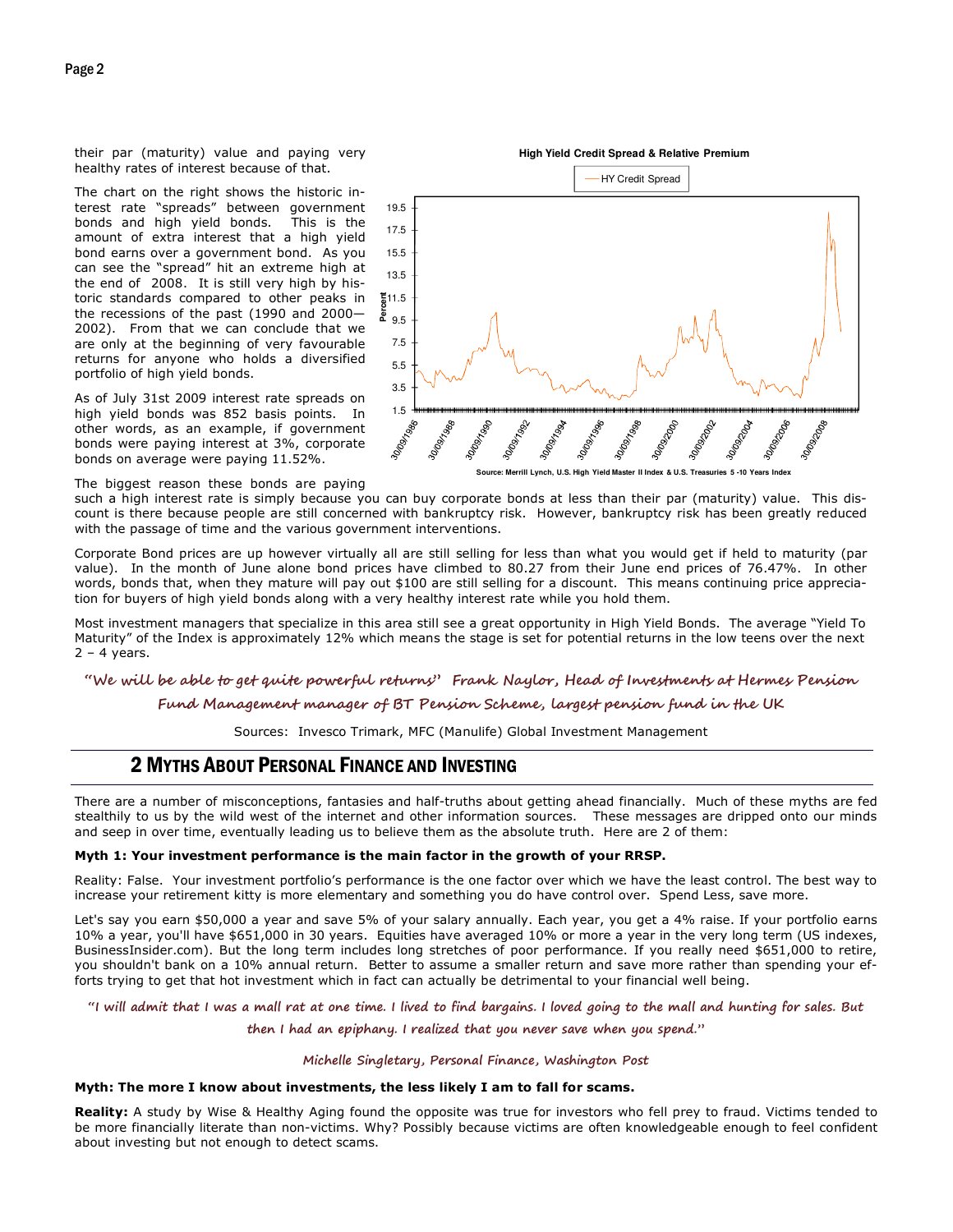their par (maturity) value and paying very healthy rates of interest because of that.

The chart on the right shows the historic interest rate "spreads" between government bonds and high yield bonds. This is the amount of extra interest that a high yield bond earns over a government bond. As you can see the "spread" hit an extreme high at the end of 2008. It is still very high by historic standards compared to other peaks in the recessions of the past (1990 and 2000—2002). From that we can conclude that we are only at the beginning of very favourable returns for anyone who holds a diversified portfolio of high yield bonds.

As of July 31st 2009 interest rate spreads on high yield bonds was 852 basis points. In other words, as an example, if government bonds were paying interest at 3%, corporate bonds on average were paying 11.52%.

**High Yield Credit Spread & Relative Premium**

Source: Merrill Lynch, U.S. High Yield Master II Index & U.S. Treasuries 5 -10 Years Index

The biggest reason these bonds are paying such a high interest rate is simply because you can buy corporate bonds at less than their par (maturity) value. This discount is there because people are still concerned with bankruptcy risk. However, bankruptcy risk has been greatly reduced with the passage of time and the various government interventions.

Corporate Bond prices are up however virtually all are still selling for less than what you would get if held to maturity (par value). In the month of June alone bond prices have climbed to 80.27 from their June end prices of 76.47%. In other words, bonds that, when they mature will pay out $100 are still selling for a discount. This means continuing price appreciation for buyers of high yield bonds along with a very healthy interest rate while you hold them.

Most investment managers that specialize in this area still see a great opportunity in High Yield Bonds. The average "Yield To Maturity" of the Index is approximately 12% which means the stage is set for potential returns in the low teens over the next 2 – 4 years.

*"We will be able to get quite powerful returns" Frank Naylor, Head of Investments at Hermes Pension Fund Management manager of BT Pension Scheme, largest pension fund in the UK*

Sources: Invesco Trimark, MFC (Manulife) Global Investment Management

## 2 Myths About Personal Finance and Investing

There are a number of misconceptions, fantasies and half-truths about getting ahead financially. Much of these myths are fed stealthily to us by the wild west of the internet and other information sources. These messages are dripped onto our minds and seep in over time, eventually leading us to believe them as the absolute truth. Here are 2 of them:

**Myth 1: Your investment performance is the main factor in the growth of your RRSP.**

Reality: False. Your investment portfolio's performance is the one factor over which we have the least control. The best way to increase your retirement kitty is more elementary and something you do have control over. Spend Less, save more.

Let's say you earn $50,000 a year and save 5% of your salary annually. Each year, you get a 4% raise. If your portfolio earns 10% a year, you'll have $651,000 in 30 years. Equities have averaged 10% or more a year in the very long term (US indexes, BusinessInsider.com). But the long term includes long stretches of poor performance. If you really need $651,000 to retire, you shouldn't bank on a 10% annual return. Better to assume a smaller return and save more rather than spending your efforts trying to get that hot investment which in fact can actually be detrimental to your financial well being.

*"I will admit that I was a mall rat at one time. I lived to find bargains. I loved going to the mall and hunting for sales. But then I had an epiphany. I realized that you never save when you spend."*

*Michelle Singletary, Personal Finance, Washington Post*

**Myth: The more I know about investments, the less likely I am to fall for scams.**

**Reality:** A study by Wise & Healthy Aging found the opposite was true for investors who fell prey to fraud. Victims tended to be more financially literate than non-victims. Why? Possibly because victims are often knowledgeable enough to feel confident about investing but not enough to detect scams.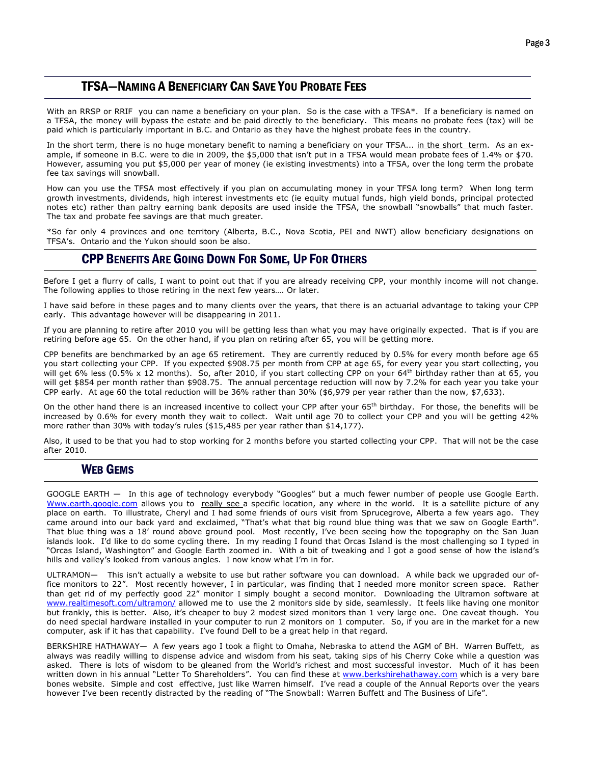## TFSA—Naming A Beneficiary Can Save You Probate Fees

With an RRSP or RRIF you can name a beneficiary on your plan. So is the case with a TFSA*. If a beneficiary is named on a TFSA, the money will bypass the estate and be paid directly to the beneficiary. This means no probate fees (tax) will be paid which is particularly important in B.C. and Ontario as they have the highest probate fees in the country.

In the short term, there is no huge monetary benefit to naming a beneficiary on your TFSA... in the short term. As an example, if someone in B.C. were to die in 2009, the $5,000 that isn't put in a TFSA would mean probate fees of 1.4% or $70. However, assuming you put $5,000 per year of money (ie existing investments) into a TFSA, over the long term the probate fee tax savings will snowball.

How can you use the TFSA most effectively if you plan on accumulating money in your TFSA long term? When long term growth investments, dividends, high interest investments etc (ie equity mutual funds, high yield bonds, principal protected notes etc) rather than paltry earning bank deposits are used inside the TFSA, the snowball "snowballs" that much faster. The tax and probate fee savings are that much greater.

*So far only 4 provinces and one territory (Alberta, B.C., Nova Scotia, PEI and NWT) allow beneficiary designations on TFSA's. Ontario and the Yukon should soon be also.

## CPP Benefits Are Going Down For Some, Up For Others

Before I get a flurry of calls, I want to point out that if you are already receiving CPP, your monthly income will not change. The following applies to those retiring in the next few years…. Or later.

I have said before in these pages and to many clients over the years, that there is an actuarial advantage to taking your CPP early. This advantage however will be disappearing in 2011.

If you are planning to retire after 2010 you will be getting less than what you may have originally expected. That is if you are retiring before age 65. On the other hand, if you plan on retiring after 65, you will be getting more.

CPP benefits are benchmarked by an age 65 retirement. They are currently reduced by 0.5% for every month before age 65 you start collecting your CPP. If you expected $908.75 per month from CPP at age 65, for every year you start collecting, you will get 6% less (0.5% x 12 months). So, after 2010, if you start collecting CPP on your 64th birthday rather than at 65, you will get $854 per month rather than $908.75. The annual percentage reduction will now by 7.2% for each year you take your CPP early. At age 60 the total reduction will be 36% rather than 30% ($6,979 per year rather than the now, $7,633).

On the other hand there is an increased incentive to collect your CPP after your 65th birthday. For those, the benefits will be increased by 0.6% for every month they wait to collect. Wait until age 70 to collect your CPP and you will be getting 42% more rather than 30% with today's rules ($15,485 per year rather than $14,177).

Also, it used to be that you had to stop working for 2 months before you started collecting your CPP. That will not be the case after 2010.

## Web Gems

GOOGLE EARTH — In this age of technology everybody "Googles" but a much fewer number of people use Google Earth. Www.earth.google.com allows you to really see a specific location, any where in the world. It is a satellite picture of any place on earth. To illustrate, Cheryl and I had some friends of ours visit from Sprucegrove, Alberta a few years ago. They came around into our back yard and exclaimed, "That's what that big round blue thing was that we saw on Google Earth". That blue thing was a 18' round above ground pool. Most recently, I've been seeing how the topography on the San Juan islands look. I'd like to do some cycling there. In my reading I found that Orcas Island is the most challenging so I typed in "Orcas Island, Washington" and Google Earth zoomed in. With a bit of tweaking and I got a good sense of how the island's hills and valley's looked from various angles. I now know what I'm in for.

ULTRAMON— This isn't actually a website to use but rather software you can download. A while back we upgraded our office monitors to 22". Most recently however, I in particular, was finding that I needed more monitor screen space. Rather than get rid of my perfectly good 22" monitor I simply bought a second monitor. Downloading the Ultramon software at www.realtimesoft.com/ultramon/ allowed me to use the 2 monitors side by side, seamlessly. It feels like having one monitor but frankly, this is better. Also, it's cheaper to buy 2 modest sized monitors than 1 very large one. One caveat though. You do need special hardware installed in your computer to run 2 monitors on 1 computer. So, if you are in the market for a new computer, ask if it has that capability. I've found Dell to be a great help in that regard.

BERKSHIRE HATHAWAY— A few years ago I took a flight to Omaha, Nebraska to attend the AGM of BH. Warren Buffett, as always was readily willing to dispense advice and wisdom from his seat, taking sips of his Cherry Coke while a question was asked. There is lots of wisdom to be gleaned from the World's richest and most successful investor. Much of it has been written down in his annual "Letter To Shareholders". You can find these at www.berkshirehathaway.com which is a very bare bones website. Simple and cost effective, just like Warren himself. I've read a couple of the Annual Reports over the years however I've been recently distracted by the reading of "The Snowball: Warren Buffett and The Business of Life".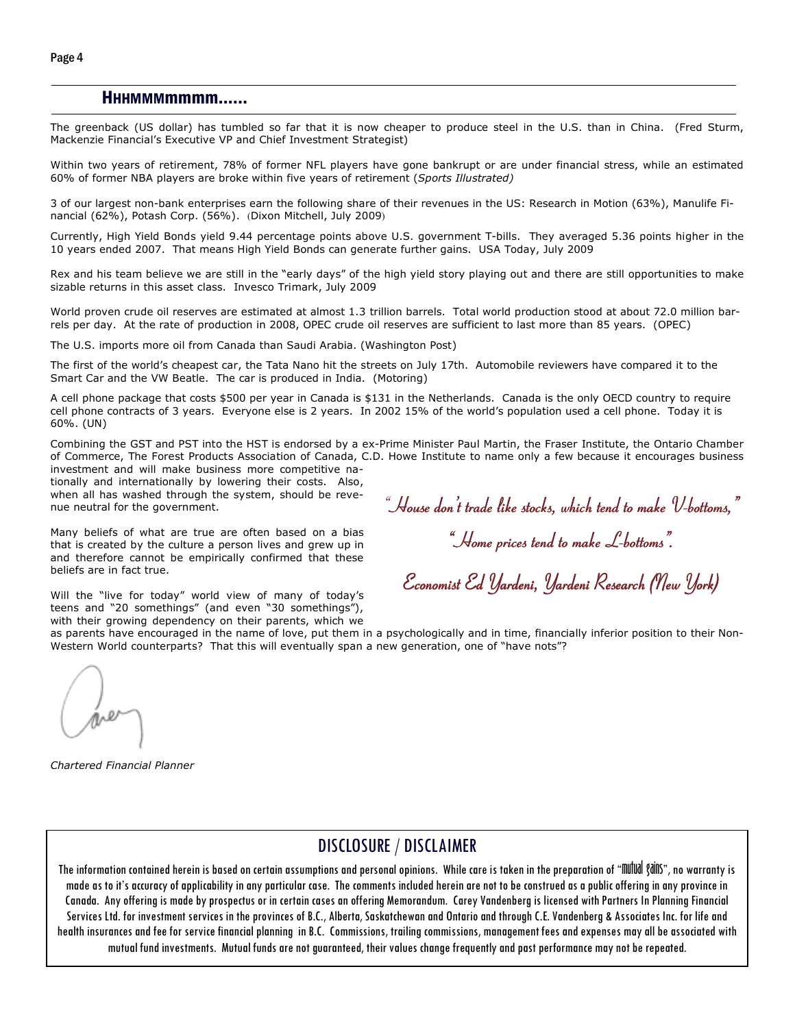## Hhhmmmmmmm......

The greenback (US dollar) has tumbled so far that it is now cheaper to produce steel in the U.S. than in China. (Fred Sturm, Mackenzie Financial's Executive VP and Chief Investment Strategist)

Within two years of retirement, 78% of former NFL players have gone bankrupt or are under financial stress, while an estimated 60% of former NBA players are broke within five years of retirement (*Sports Illustrated)*

3 of our largest non-bank enterprises earn the following share of their revenues in the US: Research in Motion (63%), Manulife Financial (62%), Potash Corp. (56%). (Dixon Mitchell, July 2009)

Currently, High Yield Bonds yield 9.44 percentage points above U.S. government T-bills. They averaged 5.36 points higher in the 10 years ended 2007. That means High Yield Bonds can generate further gains. USA Today, July 2009

Rex and his team believe we are still in the "early days" of the high yield story playing out and there are still opportunities to make sizable returns in this asset class. Invesco Trimark, July 2009

World proven crude oil reserves are estimated at almost 1.3 trillion barrels. Total world production stood at about 72.0 million barrels per day. At the rate of production in 2008, OPEC crude oil reserves are sufficient to last more than 85 years. (OPEC)

The U.S. imports more oil from Canada than Saudi Arabia. (Washington Post)

The first of the world's cheapest car, the Tata Nano hit the streets on July 17th. Automobile reviewers have compared it to the Smart Car and the VW Beatle. The car is produced in India. (Motoring)

A cell phone package that costs $500 per year in Canada is $131 in the Netherlands. Canada is the only OECD country to require cell phone contracts of 3 years. Everyone else is 2 years. In 2002 15% of the world's population used a cell phone. Today it is 60%. (UN)

Combining the GST and PST into the HST is endorsed by a ex-Prime Minister Paul Martin, the Fraser Institute, the Ontario Chamber of Commerce, The Forest Products Association of Canada, C.D. Howe Institute to name only a few because it encourages business investment and will make business more competitive nationally and internationally by lowering their costs. Also, when all has washed through the system, should be revenue neutral for the government.

Many beliefs of what are true are often based on a bias that is created by the culture a person lives and grew up in and therefore cannot be empirically confirmed that these beliefs are in fact true.

Will the "live for today" world view of many of today's teens and "20 somethings" (and even "30 somethings"), with their growing dependency on their parents, which we as parents have encouraged in the name of love, put them in a psychologically and in time, financially inferior position to their Non-Western World counterparts? That this will eventually span a new generation, one of "have nots"?

*"House don't trade like stocks, which tend to make V-bottoms,"*

*"Home prices tend to make L-bottoms".*

*Economist Ed Yardeni, Yardeni Research (New York)*

Carey

*Chartered Financial Planner*

### DISCLOSURE / DISCLAIMER

The information contained herein is based on certain assumptions and personal opinions. While care is taken in the preparation of "mutual gains", no warranty is made as to it's accuracy of applicability in any particular case. The comments included herein are not to be construed as a public offering in any province in Canada. Any offering is made by prospectus or in certain cases an offering Memorandum. Carey Vandenberg is licensed with Partners In Planning Financial Services Ltd. for investment services in the provinces of B.C., Alberta, Saskatchewan and Ontario and through C.E. Vandenberg & Associates Inc. for life and health insurances and fee for service financial planning in B.C. Commissions, trailing commissions, management fees and expenses may all be associated with mutual fund investments. Mutual funds are not guaranteed, their values change frequently and past performance may not be repeated.